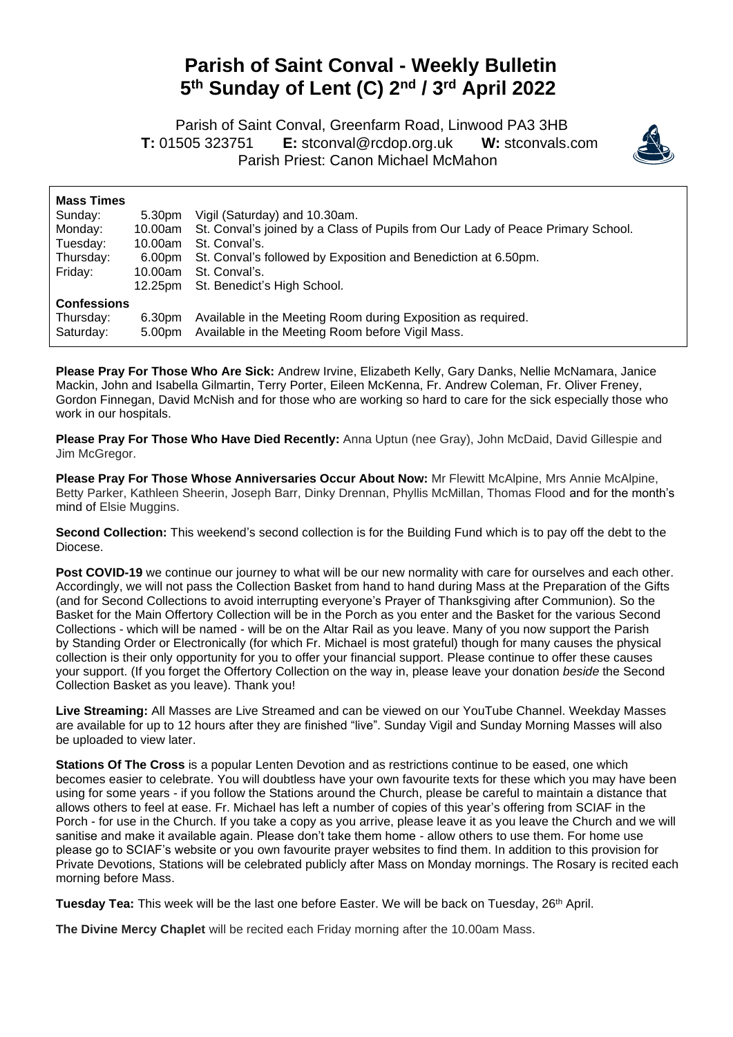# Parish of Saint Conval - Weekly Bulletin
# 5th Sunday of Lent (C) 2nd / 3rd April 2022

Parish of Saint Conval, Greenfarm Road, Linwood PA3 3HB
**T:** 01505 323751 **E:** stconval@rcdop.org.uk **W:** stconvals.com
Parish Priest: Canon Michael McMahon

**Mass Times**

| | | |
|---|---|---|
| Sunday: | 5.30pm | Vigil (Saturday) and 10.30am. |
| Monday: | 10.00am | St. Conval's joined by a Class of Pupils from Our Lady of Peace Primary School. |
| Tuesday: | 10.00am | St. Conval's. |
| Thursday: | 6.00pm | St. Conval's followed by Exposition and Benediction at 6.50pm. |
| Friday: | 10.00am | St. Conval's. |
| | 12.25pm | St. Benedict's High School. |

**Confessions**

| | | |
|---|---|---|
| Thursday: | 6.30pm | Available in the Meeting Room during Exposition as required. |
| Saturday: | 5.00pm | Available in the Meeting Room before Vigil Mass. |

**Please Pray For Those Who Are Sick:** Andrew Irvine, Elizabeth Kelly, Gary Danks, Nellie McNamara, Janice Mackin, John and Isabella Gilmartin, Terry Porter, Eileen McKenna, Fr. Andrew Coleman, Fr. Oliver Freney, Gordon Finnegan, David McNish and for those who are working so hard to care for the sick especially those who work in our hospitals.

**Please Pray For Those Who Have Died Recently:** Anna Uptun (nee Gray), John McDaid, David Gillespie and Jim McGregor.

**Please Pray For Those Whose Anniversaries Occur About Now:** Mr Flewitt McAlpine, Mrs Annie McAlpine, Betty Parker, Kathleen Sheerin, Joseph Barr, Dinky Drennan, Phyllis McMillan, Thomas Flood and for the month's mind of Elsie Muggins.

**Second Collection:** This weekend's second collection is for the Building Fund which is to pay off the debt to the Diocese.

**Post COVID-19** we continue our journey to what will be our new normality with care for ourselves and each other. Accordingly, we will not pass the Collection Basket from hand to hand during Mass at the Preparation of the Gifts (and for Second Collections to avoid interrupting everyone's Prayer of Thanksgiving after Communion). So the Basket for the Main Offertory Collection will be in the Porch as you enter and the Basket for the various Second Collections - which will be named - will be on the Altar Rail as you leave. Many of you now support the Parish by Standing Order or Electronically (for which Fr. Michael is most grateful) though for many causes the physical collection is their only opportunity for you to offer your financial support. Please continue to offer these causes your support. (If you forget the Offertory Collection on the way in, please leave your donation *beside* the Second Collection Basket as you leave). Thank you!

**Live Streaming:** All Masses are Live Streamed and can be viewed on our YouTube Channel. Weekday Masses are available for up to 12 hours after they are finished "live". Sunday Vigil and Sunday Morning Masses will also be uploaded to view later.

**Stations Of The Cross** is a popular Lenten Devotion and as restrictions continue to be eased, one which becomes easier to celebrate. You will doubtless have your own favourite texts for these which you may have been using for some years - if you follow the Stations around the Church, please be careful to maintain a distance that allows others to feel at ease. Fr. Michael has left a number of copies of this year's offering from SCIAF in the Porch - for use in the Church. If you take a copy as you arrive, please leave it as you leave the Church and we will sanitise and make it available again. Please don't take them home - allow others to use them. For home use please go to SCIAF's website or you own favourite prayer websites to find them. In addition to this provision for Private Devotions, Stations will be celebrated publicly after Mass on Monday mornings. The Rosary is recited each morning before Mass.

**Tuesday Tea:** This week will be the last one before Easter. We will be back on Tuesday, 26th April.

**The Divine Mercy Chaplet** will be recited each Friday morning after the 10.00am Mass.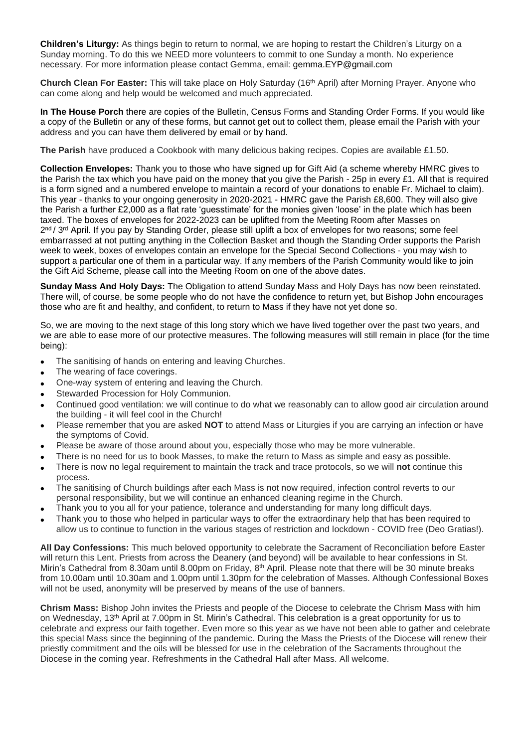**Children's Liturgy:** As things begin to return to normal, we are hoping to restart the Children's Liturgy on a Sunday morning. To do this we NEED more volunteers to commit to one Sunday a month. No experience necessary. For more information please contact Gemma, email: gemma.EYP@gmail.com

**Church Clean For Easter:** This will take place on Holy Saturday (16th April) after Morning Prayer. Anyone who can come along and help would be welcomed and much appreciated.

**In The House Porch** there are copies of the Bulletin, Census Forms and Standing Order Forms. If you would like a copy of the Bulletin or any of these forms, but cannot get out to collect them, please email the Parish with your address and you can have them delivered by email or by hand.

**The Parish** have produced a Cookbook with many delicious baking recipes. Copies are available £1.50.

**Collection Envelopes:** Thank you to those who have signed up for Gift Aid (a scheme whereby HMRC gives to the Parish the tax which you have paid on the money that you give the Parish - 25p in every £1. All that is required is a form signed and a numbered envelope to maintain a record of your donations to enable Fr. Michael to claim). This year - thanks to your ongoing generosity in 2020-2021 - HMRC gave the Parish £8,600. They will also give the Parish a further £2,000 as a flat rate 'guesstimate' for the monies given 'loose' in the plate which has been taxed. The boxes of envelopes for 2022-2023 can be uplifted from the Meeting Room after Masses on 2nd / 3rd April. If you pay by Standing Order, please still uplift a box of envelopes for two reasons; some feel embarrassed at not putting anything in the Collection Basket and though the Standing Order supports the Parish week to week, boxes of envelopes contain an envelope for the Special Second Collections - you may wish to support a particular one of them in a particular way. If any members of the Parish Community would like to join the Gift Aid Scheme, please call into the Meeting Room on one of the above dates.

**Sunday Mass And Holy Days:** The Obligation to attend Sunday Mass and Holy Days has now been reinstated. There will, of course, be some people who do not have the confidence to return yet, but Bishop John encourages those who are fit and healthy, and confident, to return to Mass if they have not yet done so.

So, we are moving to the next stage of this long story which we have lived together over the past two years, and we are able to ease more of our protective measures. The following measures will still remain in place (for the time being):

- The sanitising of hands on entering and leaving Churches.
- The wearing of face coverings.
- One-way system of entering and leaving the Church.
- Stewarded Procession for Holy Communion.
- Continued good ventilation: we will continue to do what we reasonably can to allow good air circulation around the building - it will feel cool in the Church!
- Please remember that you are asked **NOT** to attend Mass or Liturgies if you are carrying an infection or have the symptoms of Covid.
- Please be aware of those around about you, especially those who may be more vulnerable.
- There is no need for us to book Masses, to make the return to Mass as simple and easy as possible.
- There is now no legal requirement to maintain the track and trace protocols, so we will **not** continue this process.
- The sanitising of Church buildings after each Mass is not now required, infection control reverts to our personal responsibility, but we will continue an enhanced cleaning regime in the Church.
- Thank you to you all for your patience, tolerance and understanding for many long difficult days.
- Thank you to those who helped in particular ways to offer the extraordinary help that has been required to allow us to continue to function in the various stages of restriction and lockdown - COVID free (Deo Gratias!).

**All Day Confessions:** This much beloved opportunity to celebrate the Sacrament of Reconciliation before Easter will return this Lent. Priests from across the Deanery (and beyond) will be available to hear confessions in St. Mirin's Cathedral from 8.30am until 8.00pm on Friday, 8th April. Please note that there will be 30 minute breaks from 10.00am until 10.30am and 1.00pm until 1.30pm for the celebration of Masses. Although Confessional Boxes will not be used, anonymity will be preserved by means of the use of banners.

**Chrism Mass:** Bishop John invites the Priests and people of the Diocese to celebrate the Chrism Mass with him on Wednesday, 13th April at 7.00pm in St. Mirin's Cathedral. This celebration is a great opportunity for us to celebrate and express our faith together. Even more so this year as we have not been able to gather and celebrate this special Mass since the beginning of the pandemic. During the Mass the Priests of the Diocese will renew their priestly commitment and the oils will be blessed for use in the celebration of the Sacraments throughout the Diocese in the coming year. Refreshments in the Cathedral Hall after Mass. All welcome.